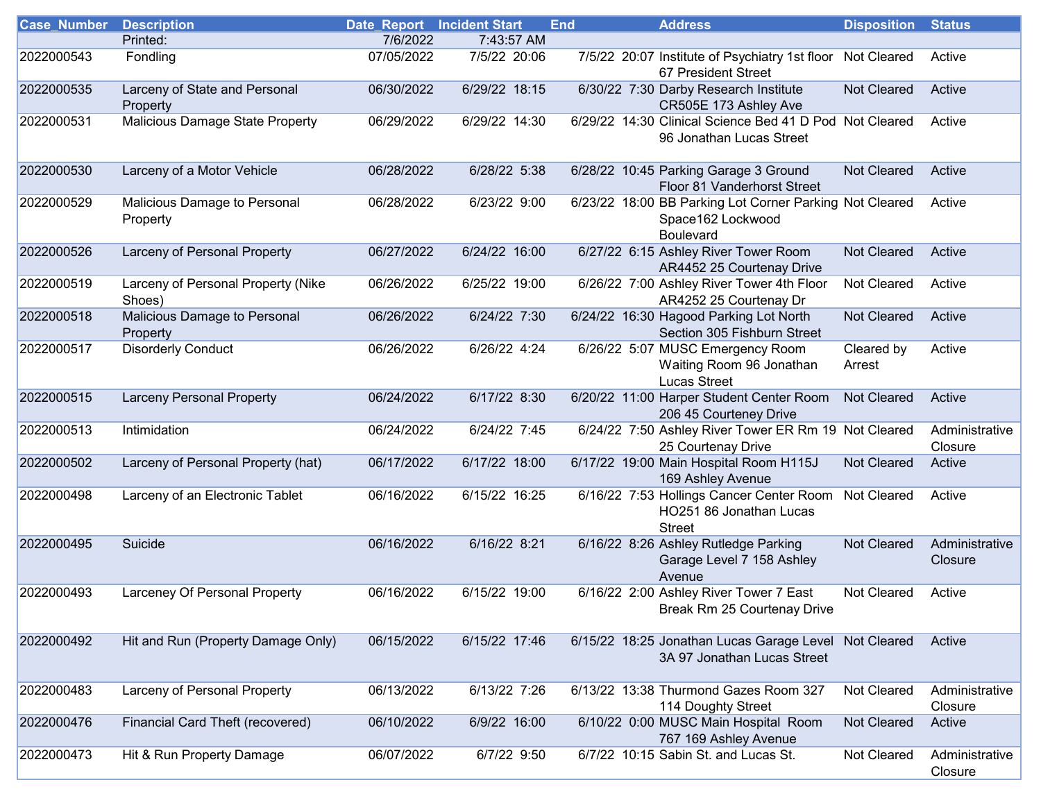| Case_Number | Description | Date_Report | Incident Start | End | Address | Disposition | Status |
|---|---|---|---|---|---|---|---|
| | Printed: | 7/6/2022 | 7:43:57 AM | | | | |
| 2022000543 | Fondling | 07/05/2022 | 7/5/22 20:06 | 7/5/22 20:07 | Institute of Psychiatry 1st floor 67 President Street | Not Cleared | Active |
| 2022000535 | Larceny of State and Personal Property | 06/30/2022 | 6/29/22 18:15 | 6/30/22 7:30 | Darby Research Institute CR505E 173 Ashley Ave | Not Cleared | Active |
| 2022000531 | Malicious Damage State Property | 06/29/2022 | 6/29/22 14:30 | 6/29/22 14:30 | Clinical Science Bed 41 D Pod 96 Jonathan Lucas Street | Not Cleared | Active |
| 2022000530 | Larceny of a Motor Vehicle | 06/28/2022 | 6/28/22 5:38 | 6/28/22 10:45 | Parking Garage 3 Ground Floor 81 Vanderhorst Street | Not Cleared | Active |
| 2022000529 | Malicious Damage to Personal Property | 06/28/2022 | 6/23/22 9:00 | 6/23/22 18:00 | BB Parking Lot Corner Parking Space162 Lockwood Boulevard | Not Cleared | Active |
| 2022000526 | Larceny of Personal Property | 06/27/2022 | 6/24/22 16:00 | 6/27/22 6:15 | Ashley River Tower Room AR4452 25 Courtenay Drive | Not Cleared | Active |
| 2022000519 | Larceny of Personal Property (Nike Shoes) | 06/26/2022 | 6/25/22 19:00 | 6/26/22 7:00 | Ashley River Tower 4th Floor AR4252 25 Courtenay Dr | Not Cleared | Active |
| 2022000518 | Malicious Damage to Personal Property | 06/26/2022 | 6/24/22 7:30 | 6/24/22 16:30 | Hagood Parking Lot North Section 305 Fishburn Street | Not Cleared | Active |
| 2022000517 | Disorderly Conduct | 06/26/2022 | 6/26/22 4:24 | 6/26/22 5:07 | MUSC Emergency Room Waiting Room 96 Jonathan Lucas Street | Cleared by Arrest | Active |
| 2022000515 | Larceny Personal Property | 06/24/2022 | 6/17/22 8:30 | 6/20/22 11:00 | Harper Student Center Room 206 45 Courteney Drive | Not Cleared | Active |
| 2022000513 | Intimidation | 06/24/2022 | 6/24/22 7:45 | 6/24/22 7:50 | Ashley River Tower ER Rm 19 25 Courtenay Drive | Not Cleared | Administrative Closure |
| 2022000502 | Larceny of Personal Property (hat) | 06/17/2022 | 6/17/22 18:00 | 6/17/22 19:00 | Main Hospital Room H115J 169 Ashley Avenue | Not Cleared | Active |
| 2022000498 | Larceny of an Electronic Tablet | 06/16/2022 | 6/15/22 16:25 | 6/16/22 7:53 | Hollings Cancer Center Room HO251 86 Jonathan Lucas Street | Not Cleared | Active |
| 2022000495 | Suicide | 06/16/2022 | 6/16/22 8:21 | 6/16/22 8:26 | Ashley Rutledge Parking Garage Level 7 158 Ashley Avenue | Not Cleared | Administrative Closure |
| 2022000493 | Larceney Of Personal Property | 06/16/2022 | 6/15/22 19:00 | 6/16/22 2:00 | Ashley River Tower 7 East Break Rm 25 Courtenay Drive | Not Cleared | Active |
| 2022000492 | Hit and Run (Property Damage Only) | 06/15/2022 | 6/15/22 17:46 | 6/15/22 18:25 | Jonathan Lucas Garage Level 3A 97 Jonathan Lucas Street | Not Cleared | Active |
| 2022000483 | Larceny of Personal Property | 06/13/2022 | 6/13/22 7:26 | 6/13/22 13:38 | Thurmond Gazes Room 327 114 Doughty Street | Not Cleared | Administrative Closure |
| 2022000476 | Financial Card Theft (recovered) | 06/10/2022 | 6/9/22 16:00 | 6/10/22 0:00 | MUSC Main Hospital Room 767 169 Ashley Avenue | Not Cleared | Active |
| 2022000473 | Hit & Run Property Damage | 06/07/2022 | 6/7/22 9:50 | 6/7/22 10:15 | Sabin St. and Lucas St. | Not Cleared | Administrative Closure |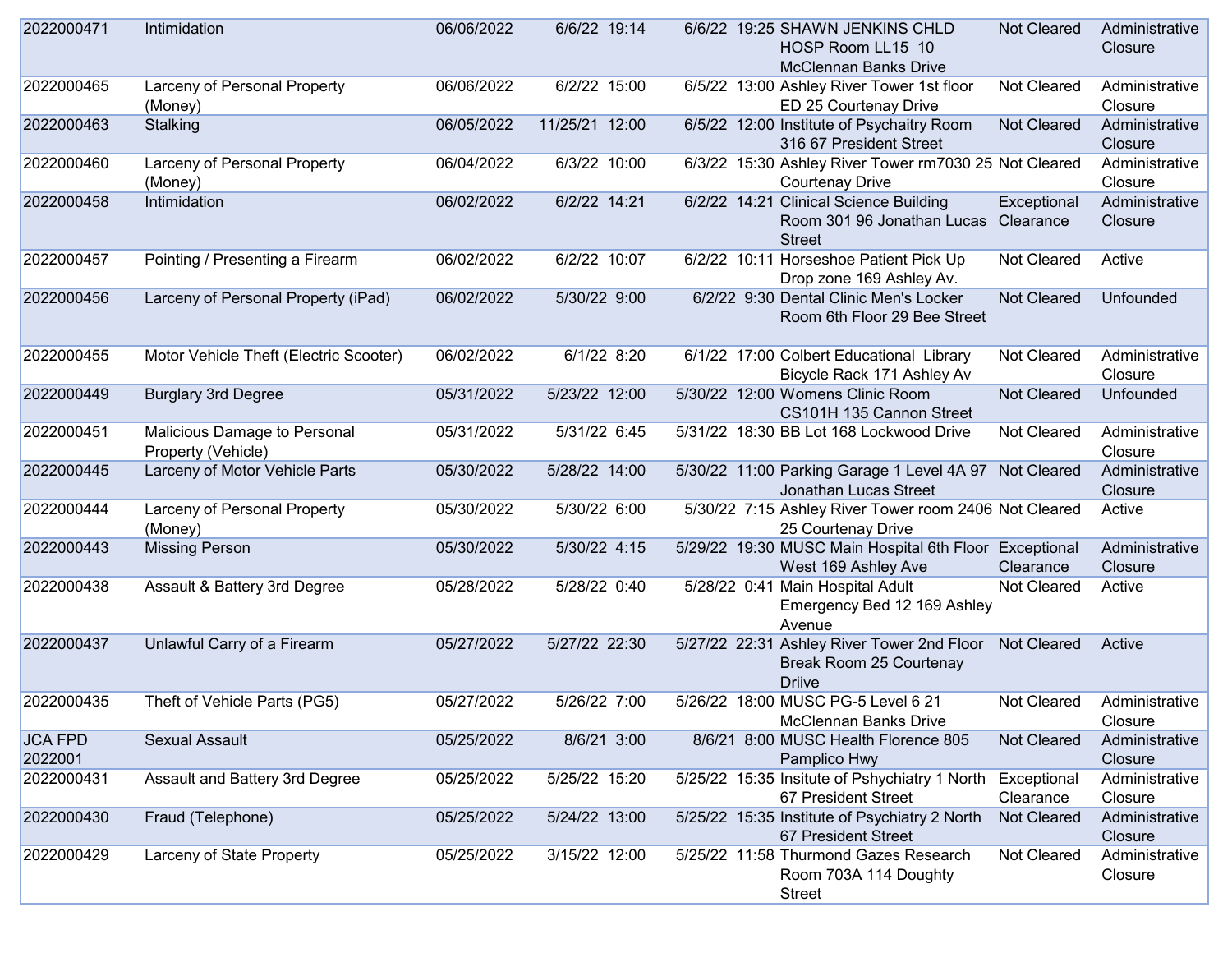| | | | | | | | |
|---|---|---|---|---|---|---|---|
| 2022000471 | Intimidation | 06/06/2022 | 6/6/22 19:14 | 6/6/22 19:25 | SHAWN JENKINS CHLD HOSP Room LL15 10 McClennan Banks Drive | Not Cleared | Administrative Closure |
| 2022000465 | Larceny of Personal Property (Money) | 06/06/2022 | 6/2/22 15:00 | 6/5/22 13:00 | Ashley River Tower 1st floor ED 25 Courtenay Drive | Not Cleared | Administrative Closure |
| 2022000463 | Stalking | 06/05/2022 | 11/25/21 12:00 | 6/5/22 12:00 | Institute of Psychaitry Room 316 67 President Street | Not Cleared | Administrative Closure |
| 2022000460 | Larceny of Personal Property (Money) | 06/04/2022 | 6/3/22 10:00 | 6/3/22 15:30 | Ashley River Tower rm7030 25 Courtenay Drive | Not Cleared | Administrative Closure |
| 2022000458 | Intimidation | 06/02/2022 | 6/2/22 14:21 | 6/2/22 14:21 | Clinical Science Building Room 301 96 Jonathan Lucas Street | Exceptional Clearance | Administrative Closure |
| 2022000457 | Pointing / Presenting a Firearm | 06/02/2022 | 6/2/22 10:07 | 6/2/22 10:11 | Horseshoe Patient Pick Up Drop zone 169 Ashley Av. | Not Cleared | Active |
| 2022000456 | Larceny of Personal Property (iPad) | 06/02/2022 | 5/30/22 9:00 | 6/2/22 9:30 | Dental Clinic Men's Locker Room 6th Floor 29 Bee Street | Not Cleared | Unfounded |
| 2022000455 | Motor Vehicle Theft (Electric Scooter) | 06/02/2022 | 6/1/22 8:20 | 6/1/22 17:00 | Colbert Educational Library Bicycle Rack 171 Ashley Av | Not Cleared | Administrative Closure |
| 2022000449 | Burglary 3rd Degree | 05/31/2022 | 5/23/22 12:00 | 5/30/22 12:00 | Womens Clinic Room CS101H 135 Cannon Street | Not Cleared | Unfounded |
| 2022000451 | Malicious Damage to Personal Property (Vehicle) | 05/31/2022 | 5/31/22 6:45 | 5/31/22 18:30 | BB Lot 168 Lockwood Drive | Not Cleared | Administrative Closure |
| 2022000445 | Larceny of Motor Vehicle Parts | 05/30/2022 | 5/28/22 14:00 | 5/30/22 11:00 | Parking Garage 1 Level 4A 97 Jonathan Lucas Street | Not Cleared | Administrative Closure |
| 2022000444 | Larceny of Personal Property (Money) | 05/30/2022 | 5/30/22 6:00 | 5/30/22 7:15 | Ashley River Tower room 2406 25 Courtenay Drive | Not Cleared | Active |
| 2022000443 | Missing Person | 05/30/2022 | 5/30/22 4:15 | 5/29/22 19:30 | MUSC Main Hospital 6th Floor West 169 Ashley Ave | Exceptional Clearance | Administrative Closure |
| 2022000438 | Assault & Battery 3rd Degree | 05/28/2022 | 5/28/22 0:40 | 5/28/22 0:41 | Main Hospital Adult Emergency Bed 12 169 Ashley Avenue | Not Cleared | Active |
| 2022000437 | Unlawful Carry of a Firearm | 05/27/2022 | 5/27/22 22:30 | 5/27/22 22:31 | Ashley River Tower 2nd Floor Break Room 25 Courtenay Driive | Not Cleared | Active |
| 2022000435 | Theft of Vehicle Parts (PG5) | 05/27/2022 | 5/26/22 7:00 | 5/26/22 18:00 | MUSC PG-5 Level 6 21 McClennan Banks Drive | Not Cleared | Administrative Closure |
| JCA FPD 2022001 | Sexual Assault | 05/25/2022 | 8/6/21 3:00 | 8/6/21 8:00 | MUSC Health Florence 805 Pamplico Hwy | Not Cleared | Administrative Closure |
| 2022000431 | Assault and Battery 3rd Degree | 05/25/2022 | 5/25/22 15:20 | 5/25/22 15:35 | Insitute of Pshychiatry 1 North 67 President Street | Exceptional Clearance | Administrative Closure |
| 2022000430 | Fraud (Telephone) | 05/25/2022 | 5/24/22 13:00 | 5/25/22 15:35 | Institute of Psychiatry 2 North 67 President Street | Not Cleared | Administrative Closure |
| 2022000429 | Larceny of State Property | 05/25/2022 | 3/15/22 12:00 | 5/25/22 11:58 | Thurmond Gazes Research Room 703A 114 Doughty Street | Not Cleared | Administrative Closure |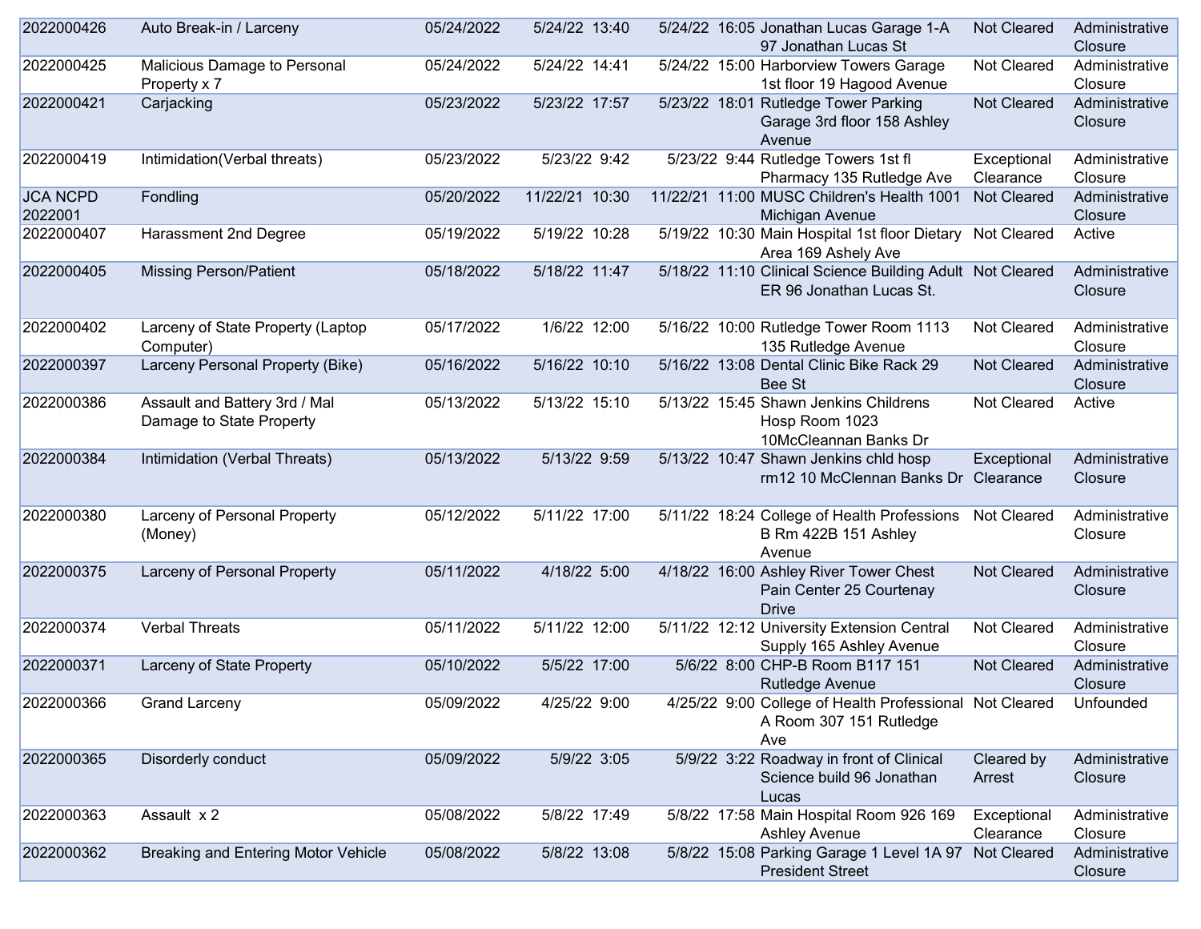| | | | | | | | |
|---|---|---|---|---|---|---|---|
| 2022000426 | Auto Break-in / Larceny | 05/24/2022 | 5/24/22 13:40 | 5/24/22 16:05 | Jonathan Lucas Garage 1-A 97 Jonathan Lucas St | Not Cleared | Administrative Closure |
| 2022000425 | Malicious Damage to Personal Property x 7 | 05/24/2022 | 5/24/22 14:41 | 5/24/22 15:00 | Harborview Towers Garage 1st floor 19 Hagood Avenue | Not Cleared | Administrative Closure |
| 2022000421 | Carjacking | 05/23/2022 | 5/23/22 17:57 | 5/23/22 18:01 | Rutledge Tower Parking Garage 3rd floor 158 Ashley Avenue | Not Cleared | Administrative Closure |
| 2022000419 | Intimidation(Verbal threats) | 05/23/2022 | 5/23/22 9:42 | 5/23/22 9:44 | Rutledge Towers 1st fl Pharmacy 135 Rutledge Ave | Exceptional Clearance | Administrative Closure |
| JCA NCPD 2022001 | Fondling | 05/20/2022 | 11/22/21 10:30 | 11/22/21 11:00 | MUSC Children's Health 1001 Michigan Avenue | Not Cleared | Administrative Closure |
| 2022000407 | Harassment 2nd Degree | 05/19/2022 | 5/19/22 10:28 | 5/19/22 10:30 | Main Hospital 1st floor Dietary Area 169 Ashely Ave | Not Cleared | Active |
| 2022000405 | Missing Person/Patient | 05/18/2022 | 5/18/22 11:47 | 5/18/22 11:10 | Clinical Science Building Adult ER 96 Jonathan Lucas St. | Not Cleared | Administrative Closure |
| 2022000402 | Larceny of State Property (Laptop Computer) | 05/17/2022 | 1/6/22 12:00 | 5/16/22 10:00 | Rutledge Tower Room 1113 135 Rutledge Avenue | Not Cleared | Administrative Closure |
| 2022000397 | Larceny Personal Property (Bike) | 05/16/2022 | 5/16/22 10:10 | 5/16/22 13:08 | Dental Clinic Bike Rack 29 Bee St | Not Cleared | Administrative Closure |
| 2022000386 | Assault and Battery 3rd / Mal Damage to State Property | 05/13/2022 | 5/13/22 15:10 | 5/13/22 15:45 | Shawn Jenkins Childrens Hosp Room 1023 10McCleannan Banks Dr | Not Cleared | Active |
| 2022000384 | Intimidation (Verbal Threats) | 05/13/2022 | 5/13/22 9:59 | 5/13/22 10:47 | Shawn Jenkins chld hosp rm12 10 McClennan Banks Dr | Exceptional Clearance | Administrative Closure |
| 2022000380 | Larceny of Personal Property (Money) | 05/12/2022 | 5/11/22 17:00 | 5/11/22 18:24 | College of Health Professions B Rm 422B 151 Ashley Avenue | Not Cleared | Administrative Closure |
| 2022000375 | Larceny of Personal Property | 05/11/2022 | 4/18/22 5:00 | 4/18/22 16:00 | Ashley River Tower Chest Pain Center 25 Courtenay Drive | Not Cleared | Administrative Closure |
| 2022000374 | Verbal Threats | 05/11/2022 | 5/11/22 12:00 | 5/11/22 12:12 | University Extension Central Supply 165 Ashley Avenue | Not Cleared | Administrative Closure |
| 2022000371 | Larceny of State Property | 05/10/2022 | 5/5/22 17:00 | 5/6/22 8:00 | CHP-B Room B117 151 Rutledge Avenue | Not Cleared | Administrative Closure |
| 2022000366 | Grand Larceny | 05/09/2022 | 4/25/22 9:00 | 4/25/22 9:00 | College of Health Professional A Room 307 151 Rutledge Ave | Not Cleared | Unfounded |
| 2022000365 | Disorderly conduct | 05/09/2022 | 5/9/22 3:05 | 5/9/22 3:22 | Roadway in front of Clinical Science build 96 Jonathan Lucas | Cleared by Arrest | Administrative Closure |
| 2022000363 | Assault x 2 | 05/08/2022 | 5/8/22 17:49 | 5/8/22 17:58 | Main Hospital Room 926 169 Ashley Avenue | Exceptional Clearance | Administrative Closure |
| 2022000362 | Breaking and Entering Motor Vehicle | 05/08/2022 | 5/8/22 13:08 | 5/8/22 15:08 | Parking Garage 1 Level 1A 97 President Street | Not Cleared | Administrative Closure |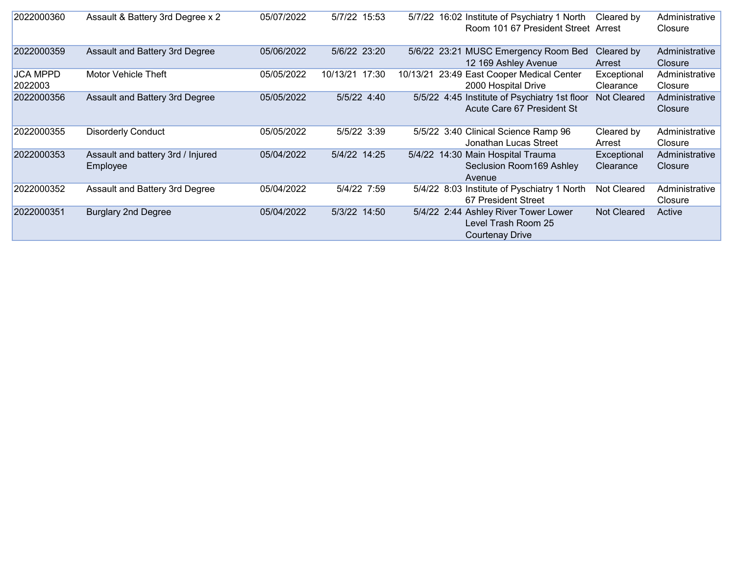| | | | | | | | |
|---|---|---|---|---|---|---|---|
| 2022000360 | Assault & Battery 3rd Degree x 2 | 05/07/2022 | 5/7/22 15:53 | 5/7/22 16:02 | Institute of Psychiatry 1 North Room 101 67 President Street | Cleared by Arrest | Administrative Closure |
| 2022000359 | Assault and Battery 3rd Degree | 05/06/2022 | 5/6/22 23:20 | 5/6/22 23:21 | MUSC Emergency Room Bed 12 169 Ashley Avenue | Cleared by Arrest | Administrative Closure |
| JCA MPPD 2022003 | Motor Vehicle Theft | 05/05/2022 | 10/13/21 17:30 | 10/13/21 23:49 | East Cooper Medical Center 2000 Hospital Drive | Exceptional Clearance | Administrative Closure |
| 2022000356 | Assault and Battery 3rd Degree | 05/05/2022 | 5/5/22 4:40 | 5/5/22 4:45 | Institute of Psychiatry 1st floor Acute Care 67 President St | Not Cleared | Administrative Closure |
| 2022000355 | Disorderly Conduct | 05/05/2022 | 5/5/22 3:39 | 5/5/22 3:40 | Clinical Science Ramp 96 Jonathan Lucas Street | Cleared by Arrest | Administrative Closure |
| 2022000353 | Assault and battery 3rd / Injured Employee | 05/04/2022 | 5/4/22 14:25 | 5/4/22 14:30 | Main Hospital Trauma Seclusion Room169 Ashley Avenue | Exceptional Clearance | Administrative Closure |
| 2022000352 | Assault and Battery 3rd Degree | 05/04/2022 | 5/4/22 7:59 | 5/4/22 8:03 | Institute of Pyschiatry 1 North 67 President Street | Not Cleared | Administrative Closure |
| 2022000351 | Burglary 2nd Degree | 05/04/2022 | 5/3/22 14:50 | 5/4/22 2:44 | Ashley River Tower Lower Level Trash Room 25 Courtenay Drive | Not Cleared | Active |